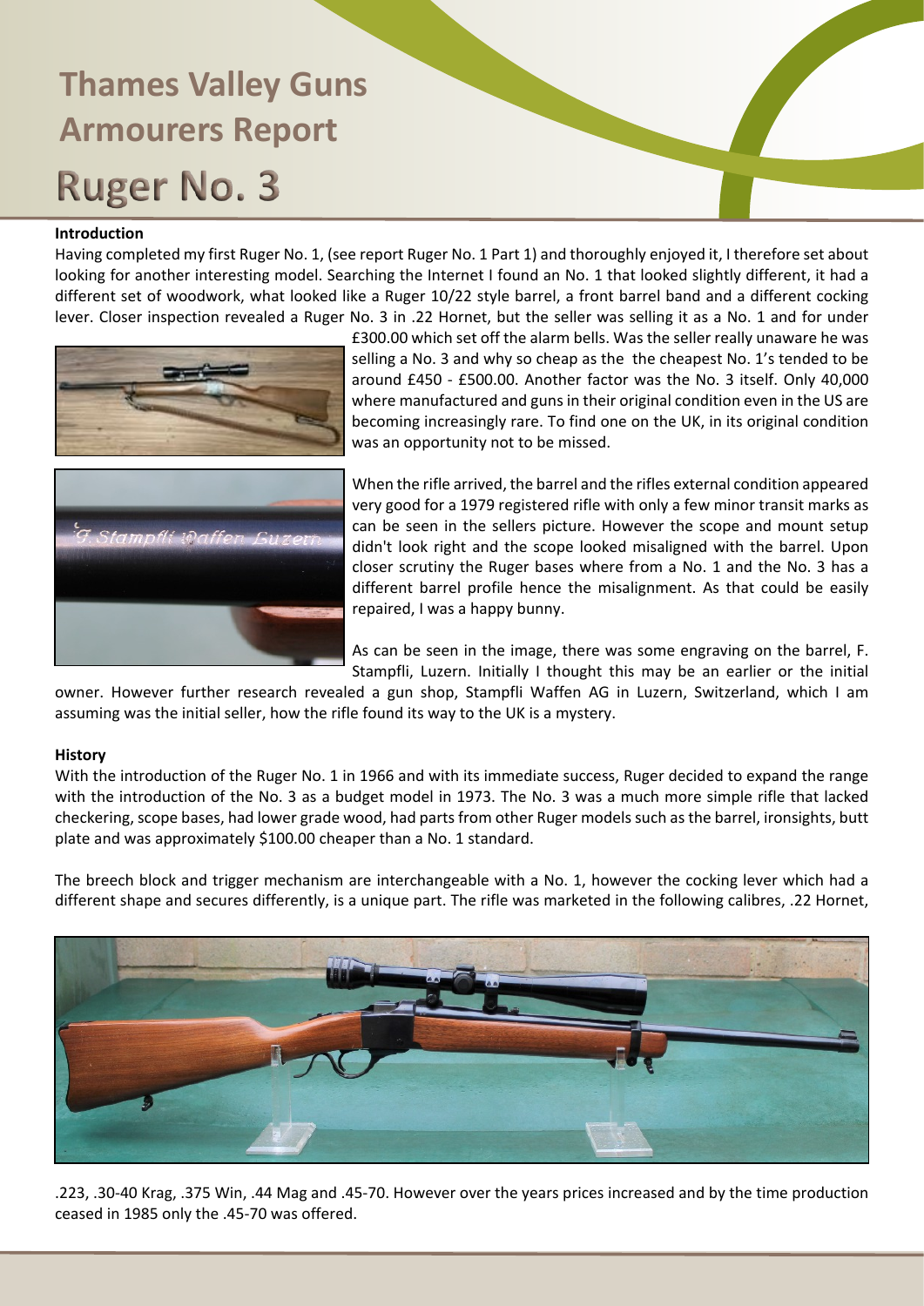# Thames Valley Guns Armourers Report

# Ruger No. 3

### Introduction

Having completed my first Ruger No. 1, (see report Ruger No. 1 Part 1) and thoroughly enjoyed it, I therefore set about looking for another interesting model. Searching the Internet I found an No. 1 that looked slightly different, it had a different set of woodwork, what looked like a Ruger 10/22 style barrel, a front barrel band and a different cocking lever. Closer inspection revealed a Ruger No. 3 in .22 Hornet, but the seller was selling it as a No. 1 and for under £300.00 which set off the alarm bells. Was the seller really unaware he was selling a No. 3 and why so cheap as the the cheapest No. 1's tended to be around £450 - £500.00. Another factor was the No. 3 itself. Only 40,000 where manufactured and guns in their original condition even in the US are becoming increasingly rare. To find one on the UK, in its original condition was an opportunity not to be missed.

When the rifle arrived, the barrel and the rifles external condition appeared very good for a 1979 registered rifle with only a few minor transit marks as can be seen in the sellers picture. However the scope and mount setup didn't look right and the scope looked misaligned with the barrel. Upon closer scrutiny the Ruger bases where from a No. 1 and the No. 3 has a different barrel profile hence the misalignment. As that could be easily repaired, I was a happy bunny.

As can be seen in the image, there was some engraving on the barrel, F. Stampfli, Luzern. Initially I thought this may be an earlier or the initial owner. However further research revealed a gun shop, Stampfli Waffen AG in Luzern, Switzerland, which I am assuming was the initial seller, how the rifle found its way to the UK is a mystery.

### History

With the introduction of the Ruger No. 1 in 1966 and with its immediate success, Ruger decided to expand the range with the introduction of the No. 3 as a budget model in 1973. The No. 3 was a much more simple rifle that lacked checkering, scope bases, had lower grade wood, had parts from other Ruger models such as the barrel, ironsights, butt plate and was approximately $100.00 cheaper than a No. 1 standard.

The breech block and trigger mechanism are interchangeable with a No. 1, however the cocking lever which had a different shape and secures differently, is a unique part. The rifle was marketed in the following calibres, .22 Hornet, .223, .30-40 Krag, .375 Win, .44 Mag and .45-70. However over the years prices increased and by the time production ceased in 1985 only the .45-70 was offered.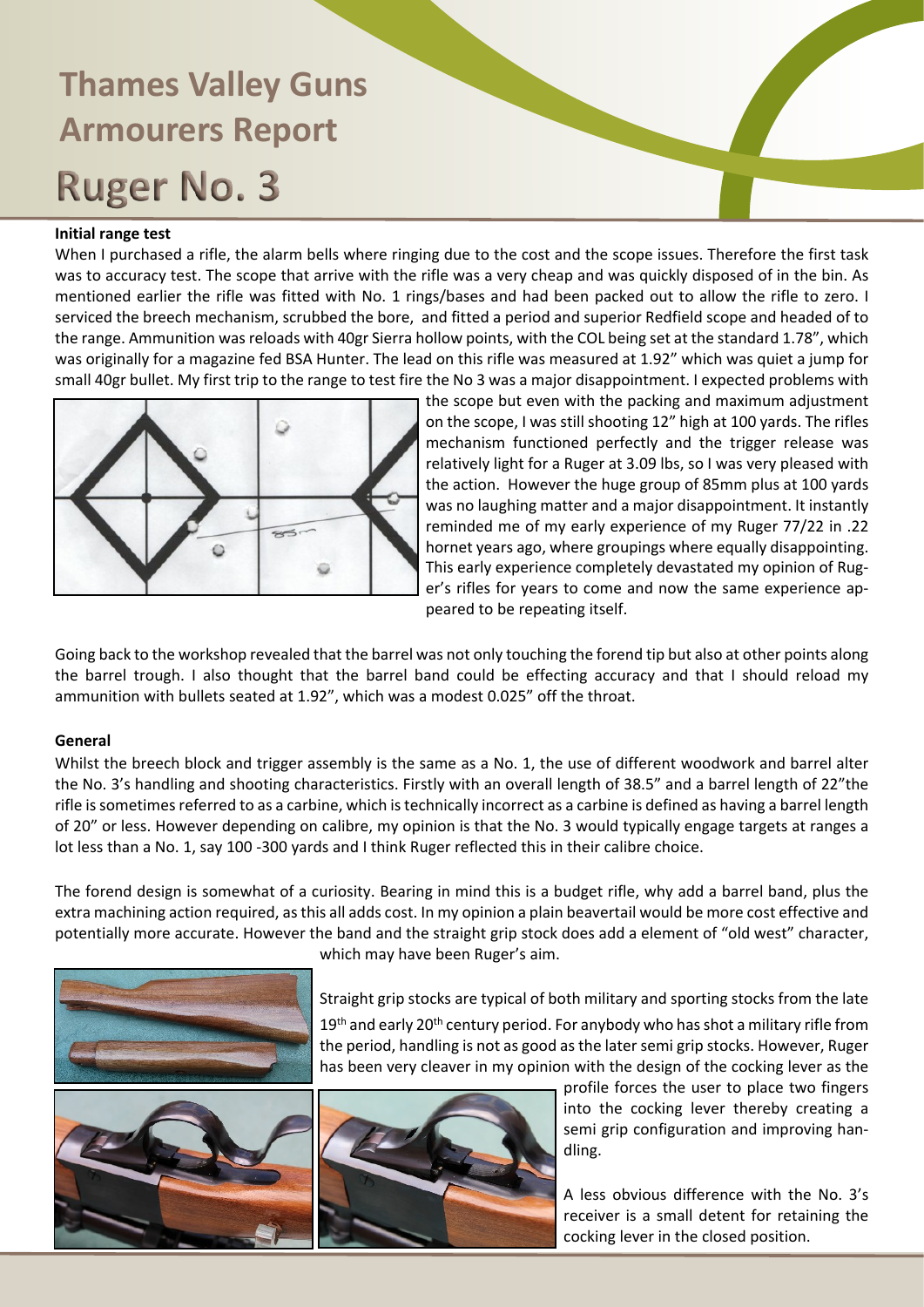# Thames Valley Guns Armourers Report

# Ruger No. 3

**Initial range test**

When I purchased a rifle, the alarm bells where ringing due to the cost and the scope issues. Therefore the first task was to accuracy test. The scope that arrive with the rifle was a very cheap and was quickly disposed of in the bin. As mentioned earlier the rifle was fitted with No. 1 rings/bases and had been packed out to allow the rifle to zero. I serviced the breech mechanism, scrubbed the bore, and fitted a period and superior Redfield scope and headed of to the range. Ammunition was reloads with 40gr Sierra hollow points, with the COL being set at the standard 1.78", which was originally for a magazine fed BSA Hunter. The lead on this rifle was measured at 1.92" which was quiet a jump for small 40gr bullet. My first trip to the range to test fire the No 3 was a major disappointment. I expected problems with the scope but even with the packing and maximum adjustment on the scope, I was still shooting 12" high at 100 yards. The rifles mechanism functioned perfectly and the trigger release was relatively light for a Ruger at 3.09 lbs, so I was very pleased with the action. However the huge group of 85mm plus at 100 yards was no laughing matter and a major disappointment. It instantly reminded me of my early experience of my Ruger 77/22 in .22 hornet years ago, where groupings where equally disappointing. This early experience completely devastated my opinion of Ruger's rifles for years to come and now the same experience appeared to be repeating itself.

Going back to the workshop revealed that the barrel was not only touching the forend tip but also at other points along the barrel trough. I also thought that the barrel band could be effecting accuracy and that I should reload my ammunition with bullets seated at 1.92", which was a modest 0.025" off the throat.

**General**

Whilst the breech block and trigger assembly is the same as a No. 1, the use of different woodwork and barrel alter the No. 3's handling and shooting characteristics. Firstly with an overall length of 38.5" and a barrel length of 22"the rifle is sometimes referred to as a carbine, which is technically incorrect as a carbine is defined as having a barrel length of 20" or less. However depending on calibre, my opinion is that the No. 3 would typically engage targets at ranges a lot less than a No. 1, say 100 -300 yards and I think Ruger reflected this in their calibre choice.

The forend design is somewhat of a curiosity. Bearing in mind this is a budget rifle, why add a barrel band, plus the extra machining action required, as this all adds cost. In my opinion a plain beavertail would be more cost effective and potentially more accurate. However the band and the straight grip stock does add a element of "old west" character, which may have been Ruger's aim.

Straight grip stocks are typical of both military and sporting stocks from the late 19th and early 20th century period. For anybody who has shot a military rifle from the period, handling is not as good as the later semi grip stocks. However, Ruger has been very cleaver in my opinion with the design of the cocking lever as the profile forces the user to place two fingers into the cocking lever thereby creating a semi grip configuration and improving handling.

A less obvious difference with the No. 3's receiver is a small detent for retaining the cocking lever in the closed position.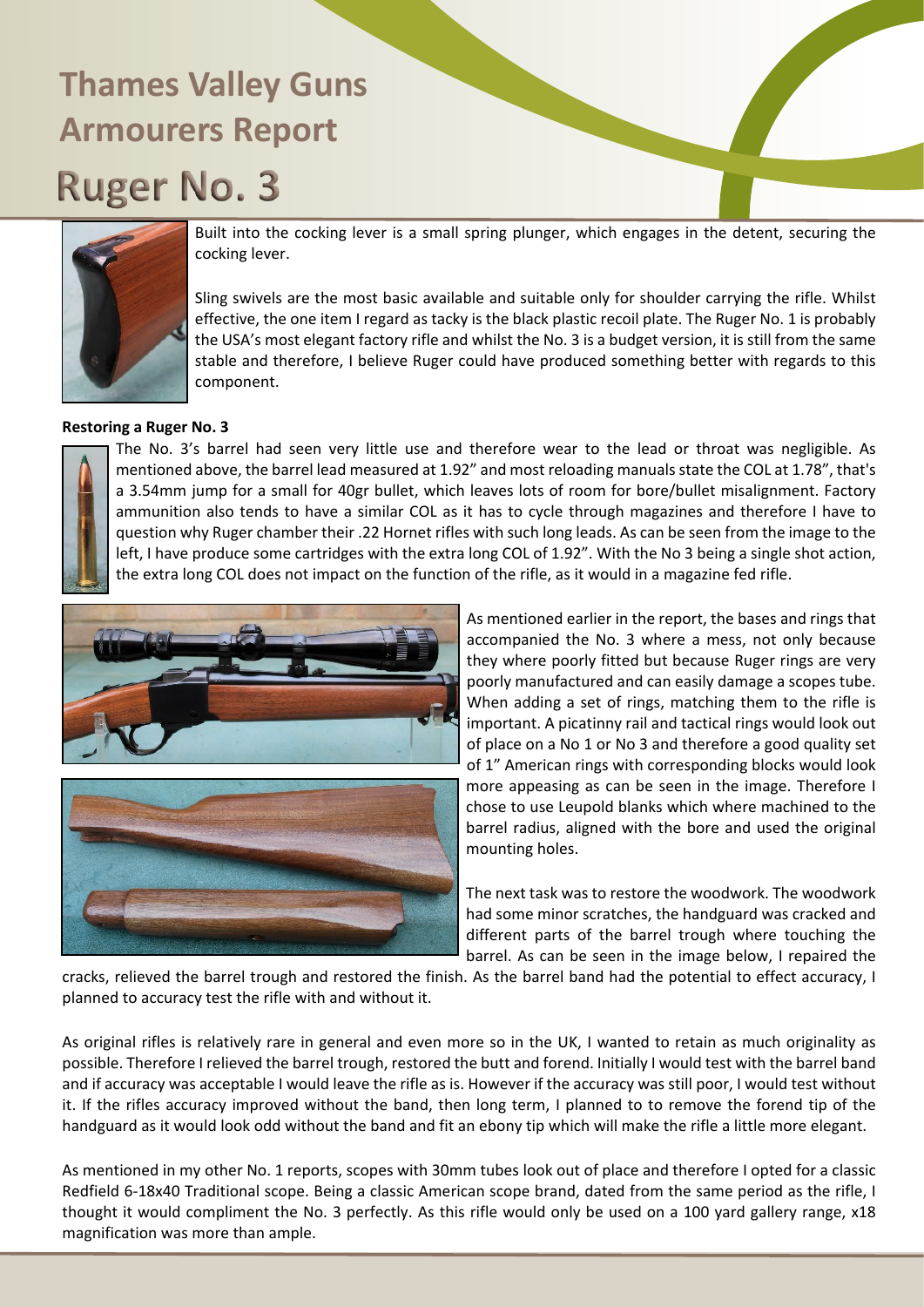# Thames Valley Guns Armourers Report

# Ruger No. 3

Built into the cocking lever is a small spring plunger, which engages in the detent, securing the cocking lever.

Sling swivels are the most basic available and suitable only for shoulder carrying the rifle. Whilst effective, the one item I regard as tacky is the black plastic recoil plate. The Ruger No. 1 is probably the USA's most elegant factory rifle and whilst the No. 3 is a budget version, it is still from the same stable and therefore, I believe Ruger could have produced something better with regards to this component.

**Restoring a Ruger No. 3**

The No. 3's barrel had seen very little use and therefore wear to the lead or throat was negligible. As mentioned above, the barrel lead measured at 1.92" and most reloading manuals state the COL at 1.78", that's a 3.54mm jump for a small for 40gr bullet, which leaves lots of room for bore/bullet misalignment. Factory ammunition also tends to have a similar COL as it has to cycle through magazines and therefore I have to question why Ruger chamber their .22 Hornet rifles with such long leads. As can be seen from the image to the left, I have produce some cartridges with the extra long COL of 1.92". With the No 3 being a single shot action, the extra long COL does not impact on the function of the rifle, as it would in a magazine fed rifle.

As mentioned earlier in the report, the bases and rings that accompanied the No. 3 where a mess, not only because they where poorly fitted but because Ruger rings are very poorly manufactured and can easily damage a scopes tube. When adding a set of rings, matching them to the rifle is important. A picatinny rail and tactical rings would look out of place on a No 1 or No 3 and therefore a good quality set of 1" American rings with corresponding blocks would look more appeasing as can be seen in the image. Therefore I chose to use Leupold blanks which where machined to the barrel radius, aligned with the bore and used the original mounting holes.

The next task was to restore the woodwork. The woodwork had some minor scratches, the handguard was cracked and different parts of the barrel trough where touching the barrel. As can be seen in the image below, I repaired the cracks, relieved the barrel trough and restored the finish. As the barrel band had the potential to effect accuracy, I planned to accuracy test the rifle with and without it.

As original rifles is relatively rare in general and even more so in the UK, I wanted to retain as much originality as possible. Therefore I relieved the barrel trough, restored the butt and forend. Initially I would test with the barrel band and if accuracy was acceptable I would leave the rifle as is. However if the accuracy was still poor, I would test without it. If the rifles accuracy improved without the band, then long term, I planned to to remove the forend tip of the handguard as it would look odd without the band and fit an ebony tip which will make the rifle a little more elegant.

As mentioned in my other No. 1 reports, scopes with 30mm tubes look out of place and therefore I opted for a classic Redfield 6-18x40 Traditional scope. Being a classic American scope brand, dated from the same period as the rifle, I thought it would compliment the No. 3 perfectly. As this rifle would only be used on a 100 yard gallery range, x18 magnification was more than ample.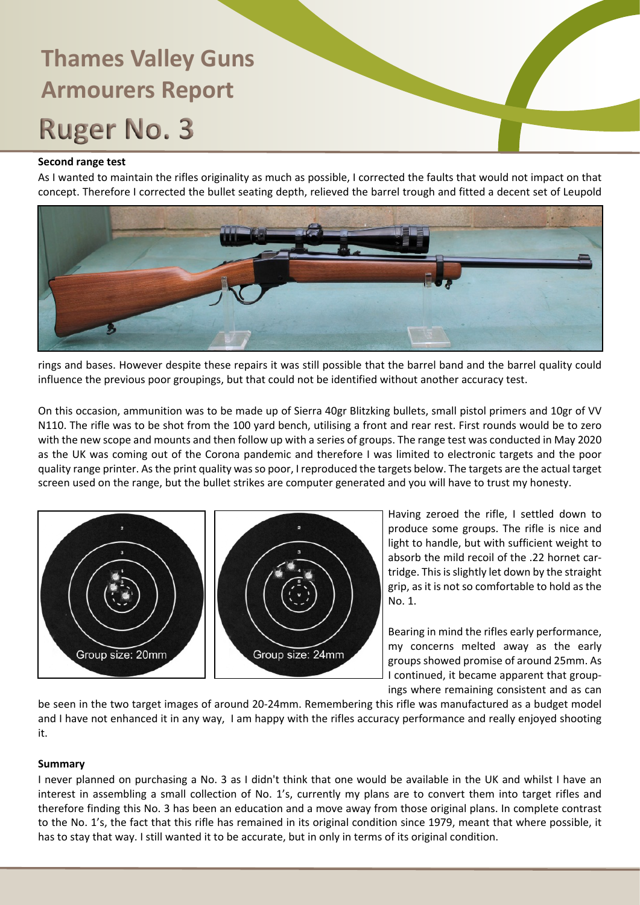# Thames Valley Guns Armourers Report

# Ruger No. 3

**Second range test**

As I wanted to maintain the rifles originality as much as possible, I corrected the faults that would not impact on that concept. Therefore I corrected the bullet seating depth, relieved the barrel trough and fitted a decent set of Leupold rings and bases. However despite these repairs it was still possible that the barrel band and the barrel quality could influence the previous poor groupings, but that could not be identified without another accuracy test.

On this occasion, ammunition was to be made up of Sierra 40gr Blitzking bullets, small pistol primers and 10gr of VV N110. The rifle was to be shot from the 100 yard bench, utilising a front and rear rest. First rounds would be to zero with the new scope and mounts and then follow up with a series of groups. The range test was conducted in May 2020 as the UK was coming out of the Corona pandemic and therefore I was limited to electronic targets and the poor quality range printer. As the print quality was so poor, I reproduced the targets below. The targets are the actual target screen used on the range, but the bullet strikes are computer generated and you will have to trust my honesty.

Group size: 20mm

Group size: 24mm

Having zeroed the rifle, I settled down to produce some groups. The rifle is nice and light to handle, but with sufficient weight to absorb the mild recoil of the .22 hornet cartridge. This is slightly let down by the straight grip, as it is not so comfortable to hold as the No. 1.

Bearing in mind the rifles early performance, my concerns melted away as the early groups showed promise of around 25mm. As I continued, it became apparent that groupings where remaining consistent and as can be seen in the two target images of around 20-24mm. Remembering this rifle was manufactured as a budget model and I have not enhanced it in any way, I am happy with the rifles accuracy performance and really enjoyed shooting it.

**Summary**

I never planned on purchasing a No. 3 as I didn't think that one would be available in the UK and whilst I have an interest in assembling a small collection of No. 1's, currently my plans are to convert them into target rifles and therefore finding this No. 3 has been an education and a move away from those original plans. In complete contrast to the No. 1's, the fact that this rifle has remained in its original condition since 1979, meant that where possible, it has to stay that way. I still wanted it to be accurate, but in only in terms of its original condition.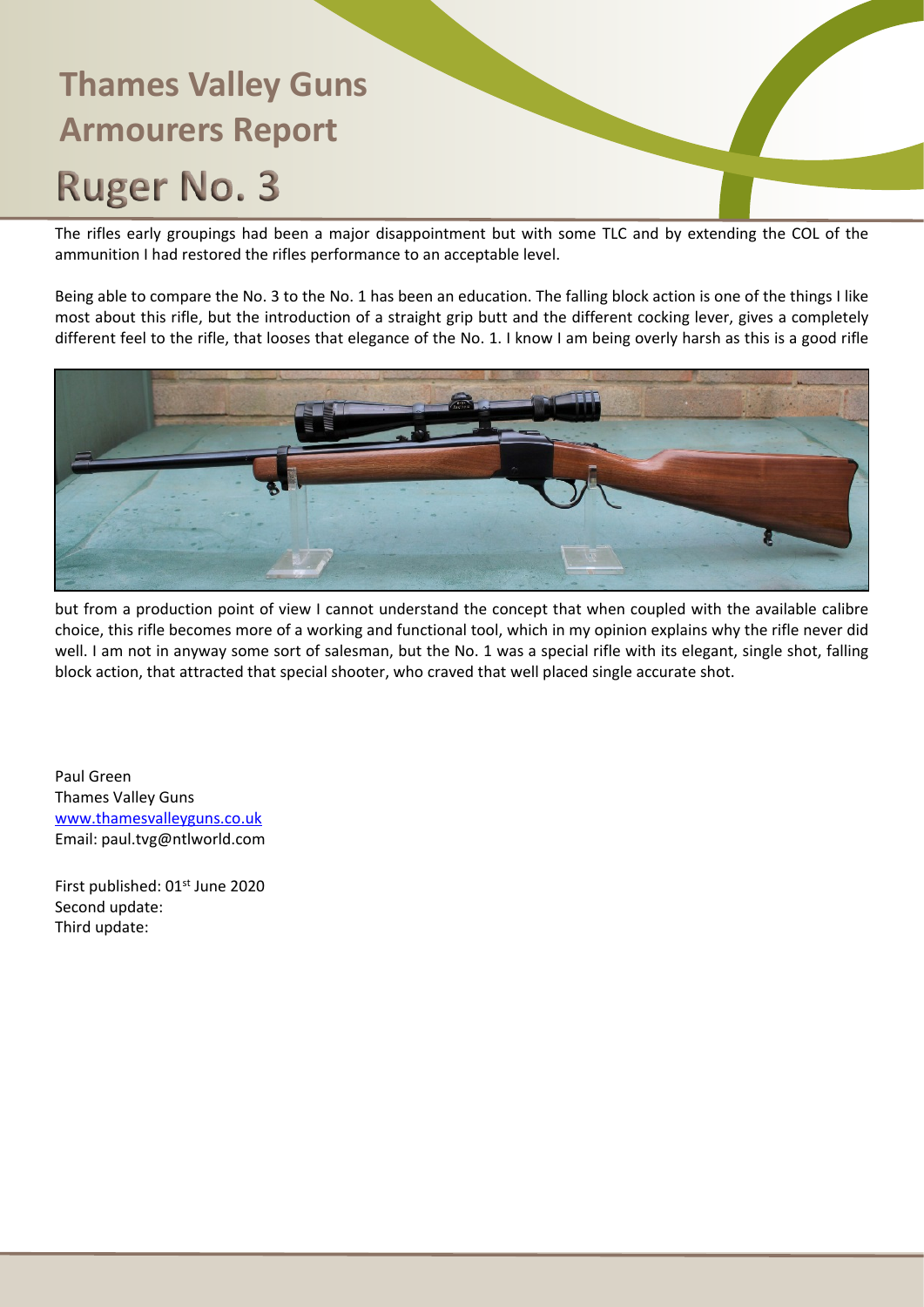The rifles early groupings had been a major disappointment but with some TLC and by extending the COL of the ammunition I had restored the rifles performance to an acceptable level.

Being able to compare the No. 3 to the No. 1 has been an education. The falling block action is one of the things I like most about this rifle, but the introduction of a straight grip butt and the different cocking lever, gives a completely different feel to the rifle, that looses that elegance of the No. 1. I know I am being overly harsh as this is a good rifle but from a production point of view I cannot understand the concept that when coupled with the available calibre choice, this rifle becomes more of a working and functional tool, which in my opinion explains why the rifle never did well. I am not in anyway some sort of salesman, but the No. 1 was a special rifle with its elegant, single shot, falling block action, that attracted that special shooter, who craved that well placed single accurate shot.

Paul Green
Thames Valley Guns
www.thamesvalleyguns.co.uk
Email: paul.tvg@ntlworld.com

First published: 01st June 2020
Second update:
Third update: